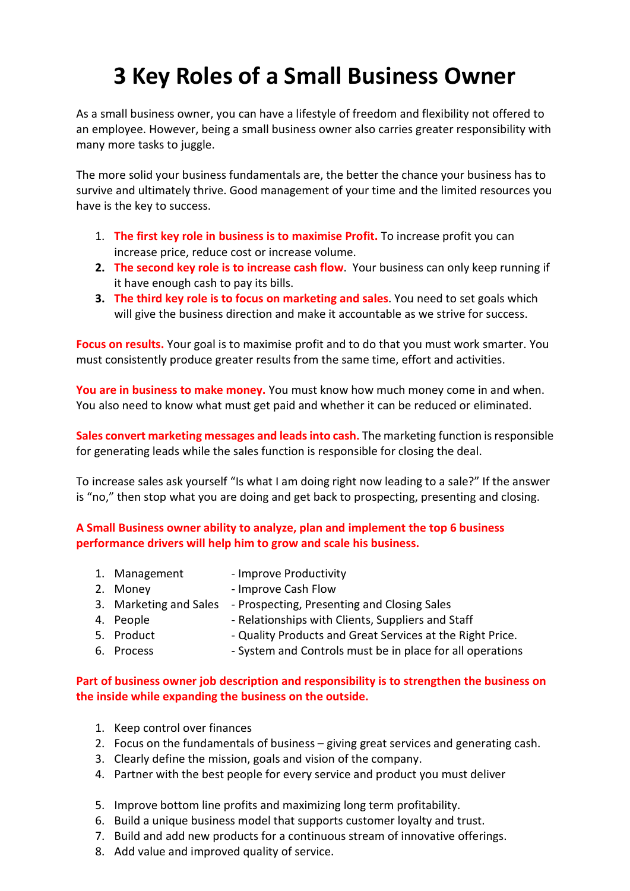# 3 Key Roles of a Small Business Owner

As a small business owner, you can have a lifestyle of freedom and flexibility not offered to an employee. However, being a small business owner also carries greater responsibility with many more tasks to juggle.

The more solid your business fundamentals are, the better the chance your business has to survive and ultimately thrive. Good management of your time and the limited resources you have is the key to success.

1. **The first key role in business is to maximise Profit.** To increase profit you can increase price, reduce cost or increase volume.
2. **The second key role is to increase cash flow**. Your business can only keep running if it have enough cash to pay its bills.
3. **The third key role is to focus on marketing and sales**. You need to set goals which will give the business direction and make it accountable as we strive for success.

**Focus on results.** Your goal is to maximise profit and to do that you must work smarter. You must consistently produce greater results from the same time, effort and activities.

**You are in business to make money.** You must know how much money come in and when. You also need to know what must get paid and whether it can be reduced or eliminated.

**Sales convert marketing messages and leads into cash.** The marketing function is responsible for generating leads while the sales function is responsible for closing the deal.

To increase sales ask yourself "Is what I am doing right now leading to a sale?" If the answer is "no," then stop what you are doing and get back to prospecting, presenting and closing.

**A Small Business owner ability to analyze, plan and implement the top 6 business performance drivers will help him to grow and scale his business.**

1. Management - Improve Productivity
2. Money - Improve Cash Flow
3. Marketing and Sales - Prospecting, Presenting and Closing Sales
4. People - Relationships with Clients, Suppliers and Staff
5. Product - Quality Products and Great Services at the Right Price.
6. Process - System and Controls must be in place for all operations

**Part of business owner job description and responsibility is to strengthen the business on the inside while expanding the business on the outside.**

1. Keep control over finances
2. Focus on the fundamentals of business – giving great services and generating cash.
3. Clearly define the mission, goals and vision of the company.
4. Partner with the best people for every service and product you must deliver
5. Improve bottom line profits and maximizing long term profitability.
6. Build a unique business model that supports customer loyalty and trust.
7. Build and add new products for a continuous stream of innovative offerings.
8. Add value and improved quality of service.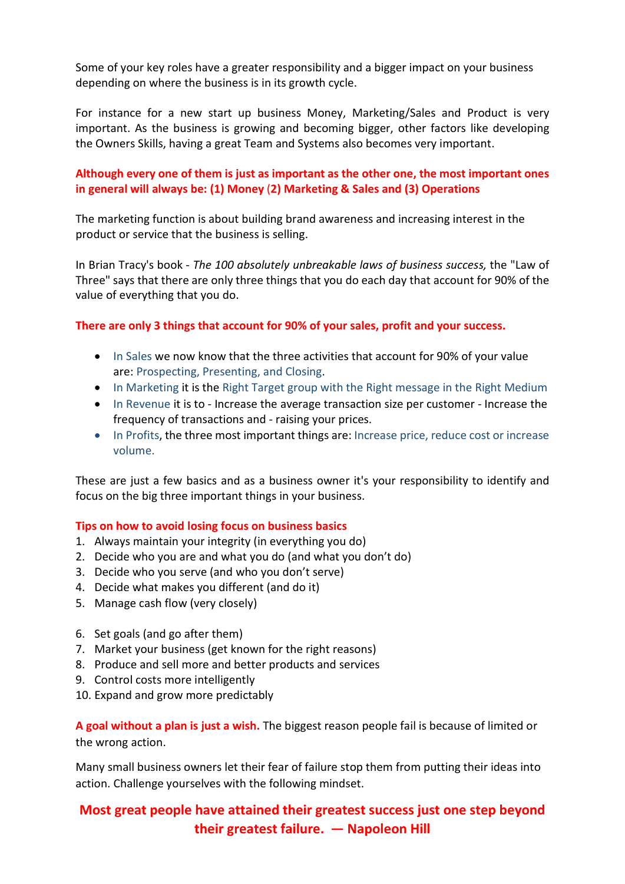Some of your key roles have a greater responsibility and a bigger impact on your business depending on where the business is in its growth cycle.

For instance for a new start up business Money, Marketing/Sales and Product is very important. As the business is growing and becoming bigger, other factors like developing the Owners Skills, having a great Team and Systems also becomes very important.

**Although every one of them is just as important as the other one, the most important ones in general will always be: (1) Money (2) Marketing & Sales and (3) Operations**

The marketing function is about building brand awareness and increasing interest in the product or service that the business is selling.

In Brian Tracy's book - *The 100 absolutely unbreakable laws of business success,* the "Law of Three" says that there are only three things that you do each day that account for 90% of the value of everything that you do.

**There are only 3 things that account for 90% of your sales, profit and your success.**

- In Sales we now know that the three activities that account for 90% of your value are: Prospecting, Presenting, and Closing.
- In Marketing it is the Right Target group with the Right message in the Right Medium
- In Revenue it is to - Increase the average transaction size per customer - Increase the frequency of transactions and - raising your prices.
- In Profits, the three most important things are: Increase price, reduce cost or increase volume.

These are just a few basics and as a business owner it's your responsibility to identify and focus on the big three important things in your business.

**Tips on how to avoid losing focus on business basics**

1. Always maintain your integrity (in everything you do)
2. Decide who you are and what you do (and what you don't do)
3. Decide who you serve (and who you don't serve)
4. Decide what makes you different (and do it)
5. Manage cash flow (very closely)
6. Set goals (and go after them)
7. Market your business (get known for the right reasons)
8. Produce and sell more and better products and services
9. Control costs more intelligently
10. Expand and grow more predictably

**A goal without a plan is just a wish.** The biggest reason people fail is because of limited or the wrong action.

Many small business owners let their fear of failure stop them from putting their ideas into action. Challenge yourselves with the following mindset.

**Most great people have attained their greatest success just one step beyond their greatest failure. — Napoleon Hill**